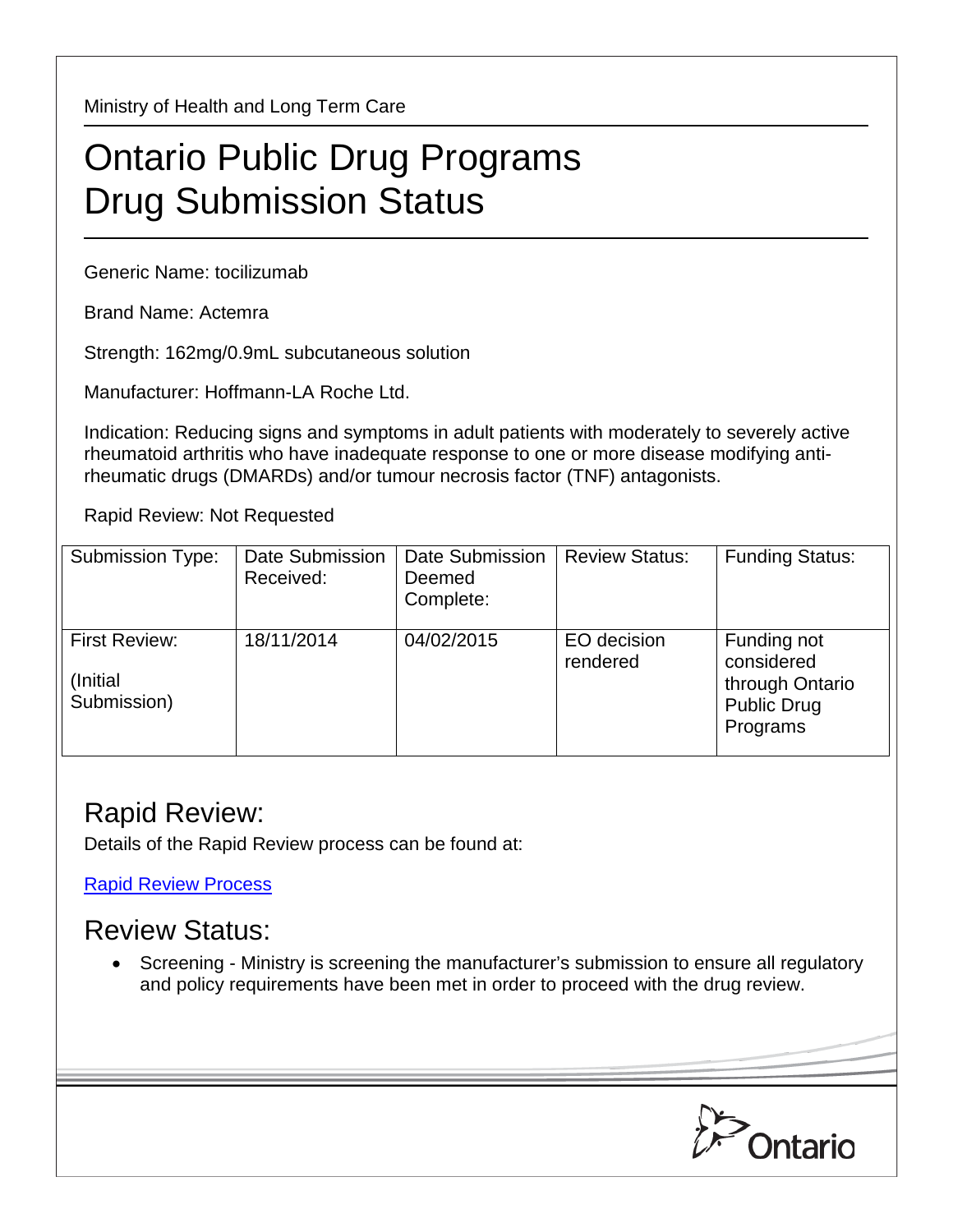Ministry of Health and Long Term Care

# Ontario Public Drug Programs Drug Submission Status

Generic Name: tocilizumab

Brand Name: Actemra

Strength: 162mg/0.9mL subcutaneous solution

Manufacturer: Hoffmann-LA Roche Ltd.

Indication: Reducing signs and symptoms in adult patients with moderately to severely active rheumatoid arthritis who have inadequate response to one or more disease modifying anti-rheumatic drugs (DMARDs) and/or tumour necrosis factor (TNF) antagonists.

Rapid Review: Not Requested

| Submission Type: | Date Submission Received: | Date Submission Deemed Complete: | Review Status: | Funding Status: |
|---|---|---|---|---|
| First Review: (Initial Submission) | 18/11/2014 | 04/02/2015 | EO decision rendered | Funding not considered through Ontario Public Drug Programs |

## Rapid Review:

Details of the Rapid Review process can be found at:

[Rapid Review Process]

## Review Status:

- Screening - Ministry is screening the manufacturer's submission to ensure all regulatory and policy requirements have been met in order to proceed with the drug review.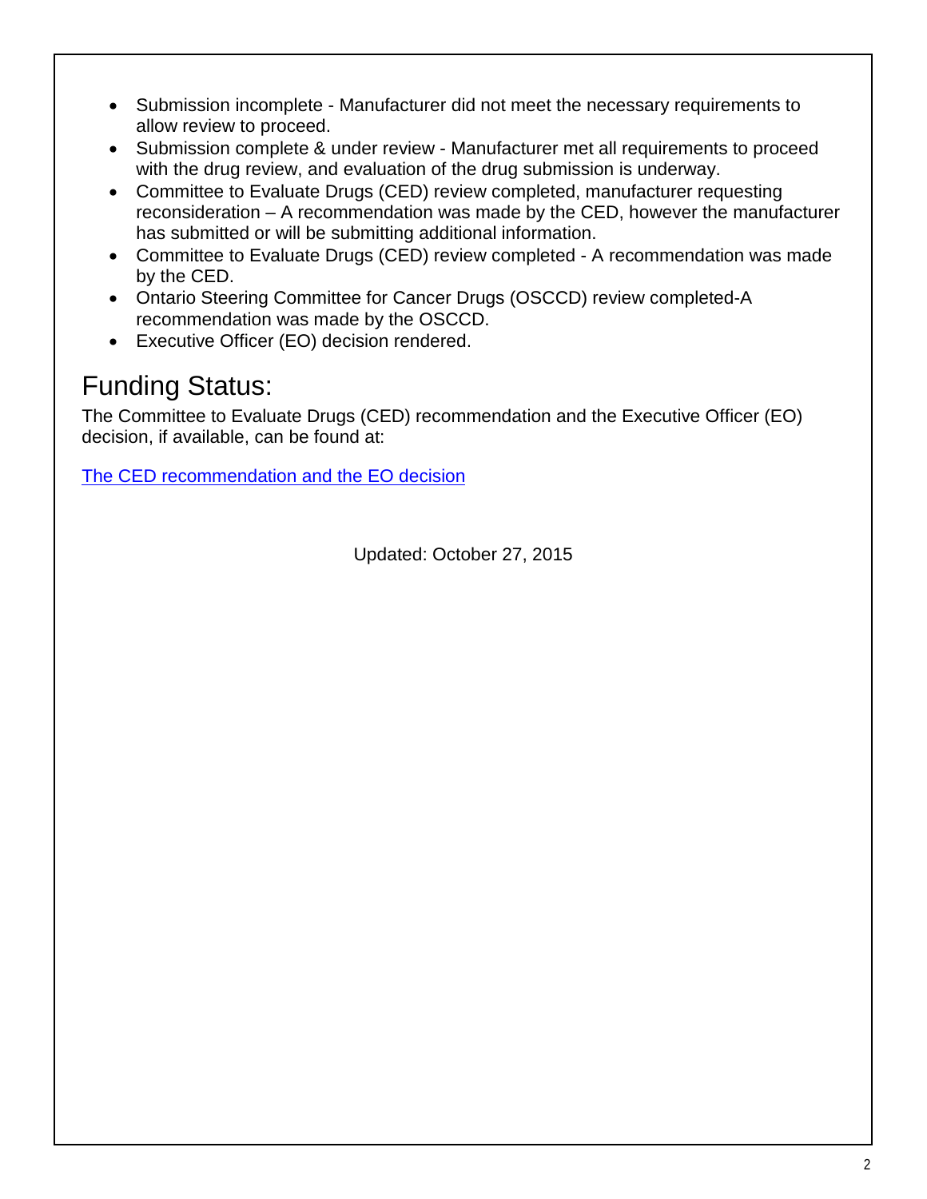- Submission incomplete - Manufacturer did not meet the necessary requirements to allow review to proceed.
- Submission complete & under review - Manufacturer met all requirements to proceed with the drug review, and evaluation of the drug submission is underway.
- Committee to Evaluate Drugs (CED) review completed, manufacturer requesting reconsideration – A recommendation was made by the CED, however the manufacturer has submitted or will be submitting additional information.
- Committee to Evaluate Drugs (CED) review completed - A recommendation was made by the CED.
- Ontario Steering Committee for Cancer Drugs (OSCCD) review completed-A recommendation was made by the OSCCD.
- Executive Officer (EO) decision rendered.

## Funding Status:

The Committee to Evaluate Drugs (CED) recommendation and the Executive Officer (EO) decision, if available, can be found at:

The CED recommendation and the EO decision

Updated: October 27, 2015